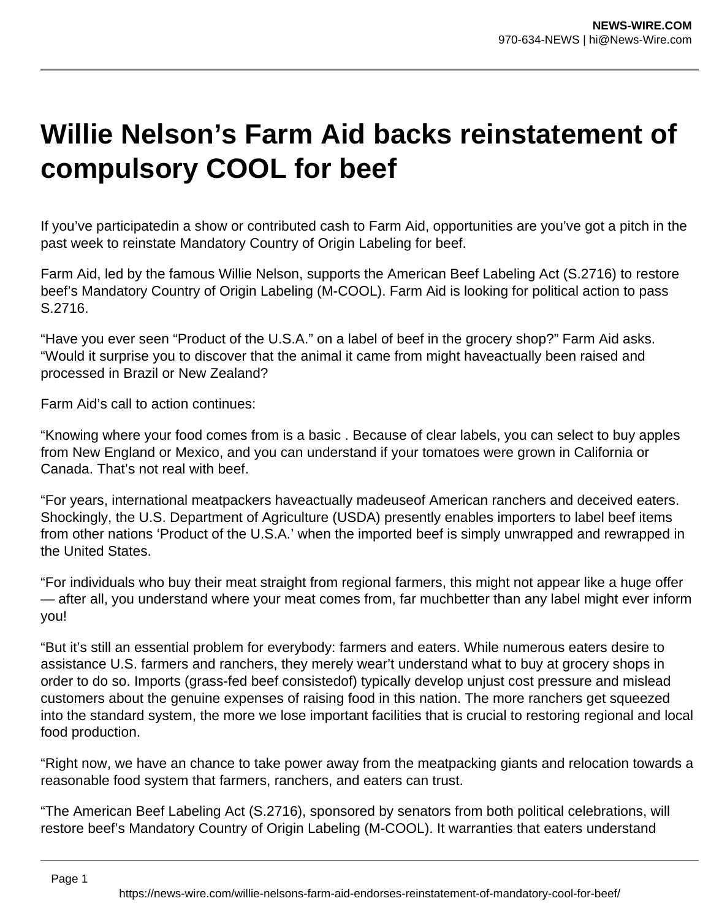# Willie Nelson's Farm Aid backs reinstatement of compulsory COOL for beef

If you've participatedin a show or contributed cash to Farm Aid, opportunities are you've got a pitch in the past week to reinstate Mandatory Country of Origin Labeling for beef.

Farm Aid, led by the famous Willie Nelson, supports the American Beef Labeling Act (S.2716) to restore beef's Mandatory Country of Origin Labeling (M-COOL). Farm Aid is looking for political action to pass S.2716.

"Have you ever seen "Product of the U.S.A." on a label of beef in the grocery shop?" Farm Aid asks. "Would it surprise you to discover that the animal it came from might haveactually been raised and processed in Brazil or New Zealand?

Farm Aid's call to action continues:

"Knowing where your food comes from is a basic . Because of clear labels, you can select to buy apples from New England or Mexico, and you can understand if your tomatoes were grown in California or Canada. That's not real with beef.

"For years, international meatpackers haveactually madeuseof American ranchers and deceived eaters. Shockingly, the U.S. Department of Agriculture (USDA) presently enables importers to label beef items from other nations 'Product of the U.S.A.' when the imported beef is simply unwrapped and rewrapped in the United States.

"For individuals who buy their meat straight from regional farmers, this might not appear like a huge offer — after all, you understand where your meat comes from, far muchbetter than any label might ever inform you!

"But it's still an essential problem for everybody: farmers and eaters. While numerous eaters desire to assistance U.S. farmers and ranchers, they merely wear't understand what to buy at grocery shops in order to do so. Imports (grass-fed beef consistedof) typically develop unjust cost pressure and mislead customers about the genuine expenses of raising food in this nation. The more ranchers get squeezed into the standard system, the more we lose important facilities that is crucial to restoring regional and local food production.

"Right now, we have an chance to take power away from the meatpacking giants and relocation towards a reasonable food system that farmers, ranchers, and eaters can trust.

"The American Beef Labeling Act (S.2716), sponsored by senators from both political celebrations, will restore beef's Mandatory Country of Origin Labeling (M-COOL). It warranties that eaters understand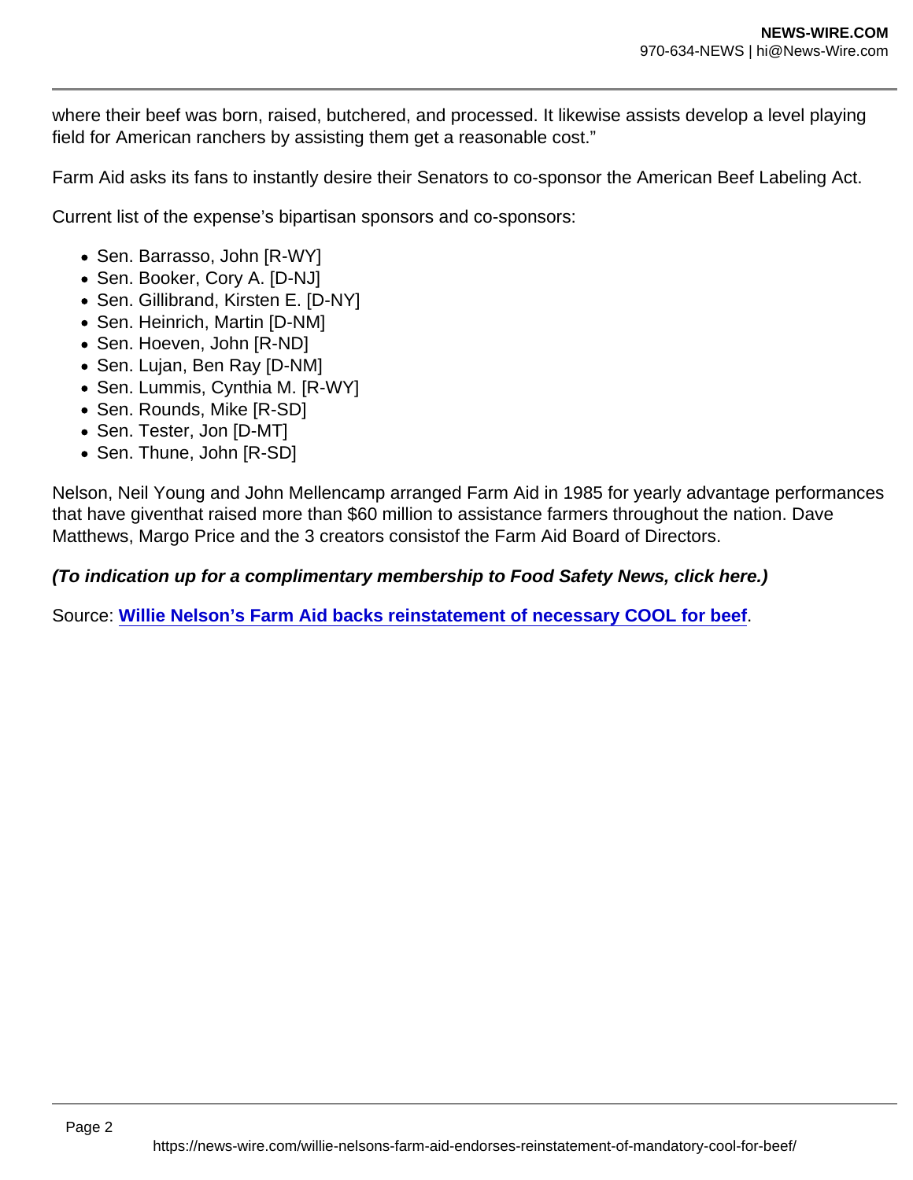where their beef was born, raised, butchered, and processed. It likewise assists develop a level playing field for American ranchers by assisting them get a reasonable cost."

Farm Aid asks its fans to instantly desire their Senators to co-sponsor the American Beef Labeling Act.

Current list of the expense's bipartisan sponsors and co-sponsors:

- Sen. Barrasso, John [R-WY]
- Sen. Booker, Cory A. [D-NJ]
- Sen. Gillibrand, Kirsten E. [D-NY]
- Sen. Heinrich, Martin [D-NM]
- Sen. Hoeven, John [R-ND]
- Sen. Lujan, Ben Ray [D-NM]
- Sen. Lummis, Cynthia M. [R-WY]
- Sen. Rounds, Mike [R-SD]
- Sen. Tester, Jon [D-MT]
- Sen. Thune, John [R-SD]

Nelson, Neil Young and John Mellencamp arranged Farm Aid in 1985 for yearly advantage performances that have giventhat raised more than $60 million to assistance farmers throughout the nation. Dave Matthews, Margo Price and the 3 creators consistof the Farm Aid Board of Directors.

***(To indication up for a complimentary membership to Food Safety News, click here.)***

Source: **Willie Nelson's Farm Aid backs reinstatement of necessary COOL for beef**.